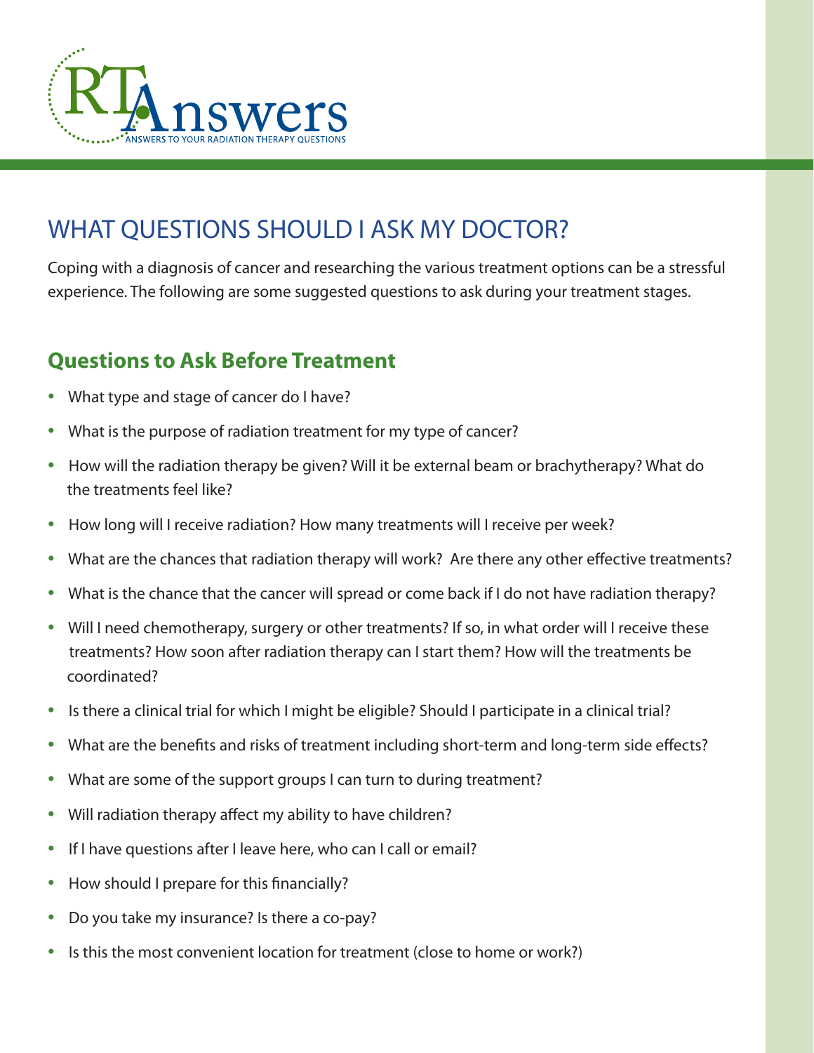RTAnswers

ANSWERS TO YOUR RADIATION THERAPY QUESTIONS

# WHAT QUESTIONS SHOULD I ASK MY DOCTOR?

Coping with a diagnosis of cancer and researching the various treatment options can be a stressful experience. The following are some suggested questions to ask during your treatment stages.

## Questions to Ask Before Treatment

- What type and stage of cancer do I have?
- What is the purpose of radiation treatment for my type of cancer?
- How will the radiation therapy be given? Will it be external beam or brachytherapy? What do the treatments feel like?
- How long will I receive radiation? How many treatments will I receive per week?
- What are the chances that radiation therapy will work? Are there any other effective treatments?
- What is the chance that the cancer will spread or come back if I do not have radiation therapy?
- Will I need chemotherapy, surgery or other treatments? If so, in what order will I receive these treatments? How soon after radiation therapy can I start them? How will the treatments be coordinated?
- Is there a clinical trial for which I might be eligible? Should I participate in a clinical trial?
- What are the benefits and risks of treatment including short-term and long-term side effects?
- What are some of the support groups I can turn to during treatment?
- Will radiation therapy affect my ability to have children?
- If I have questions after I leave here, who can I call or email?
- How should I prepare for this financially?
- Do you take my insurance? Is there a co-pay?
- Is this the most convenient location for treatment (close to home or work?)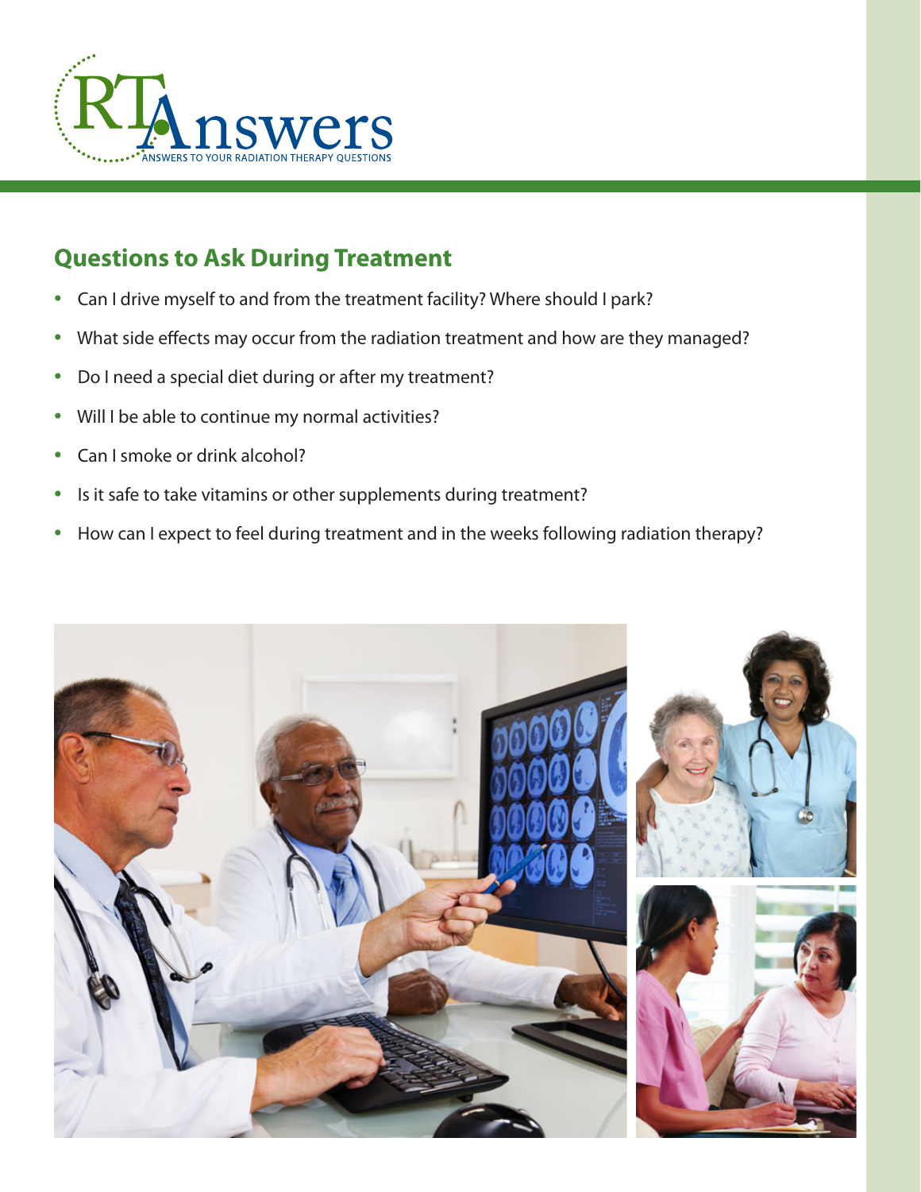## Questions to Ask During Treatment

- Can I drive myself to and from the treatment facility? Where should I park?
- What side effects may occur from the radiation treatment and how are they managed?
- Do I need a special diet during or after my treatment?
- Will I be able to continue my normal activities?
- Can I smoke or drink alcohol?
- Is it safe to take vitamins or other supplements during treatment?
- How can I expect to feel during treatment and in the weeks following radiation therapy?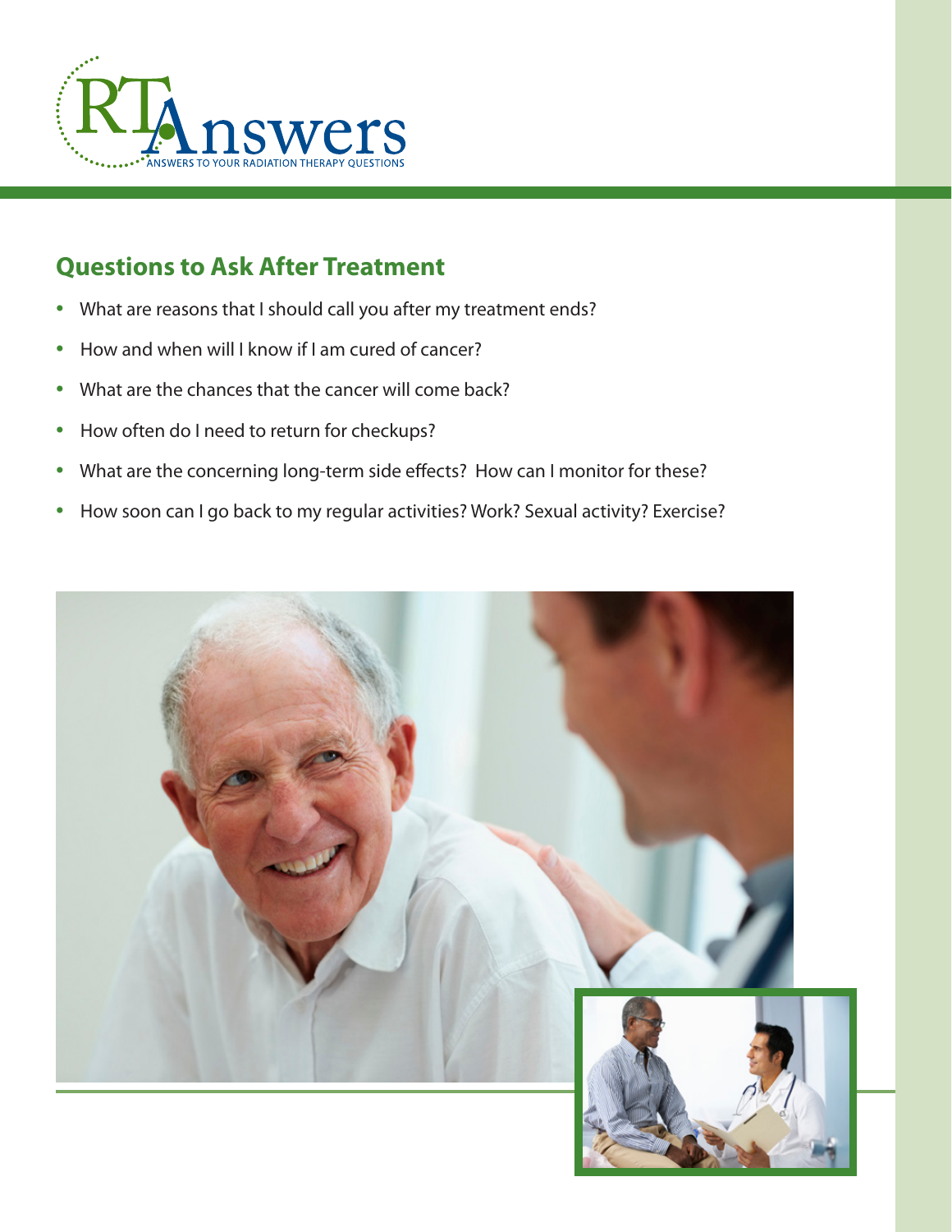## Questions to Ask After Treatment

- What are reasons that I should call you after my treatment ends?
- How and when will I know if I am cured of cancer?
- What are the chances that the cancer will come back?
- How often do I need to return for checkups?
- What are the concerning long-term side effects? How can I monitor for these?
- How soon can I go back to my regular activities? Work? Sexual activity? Exercise?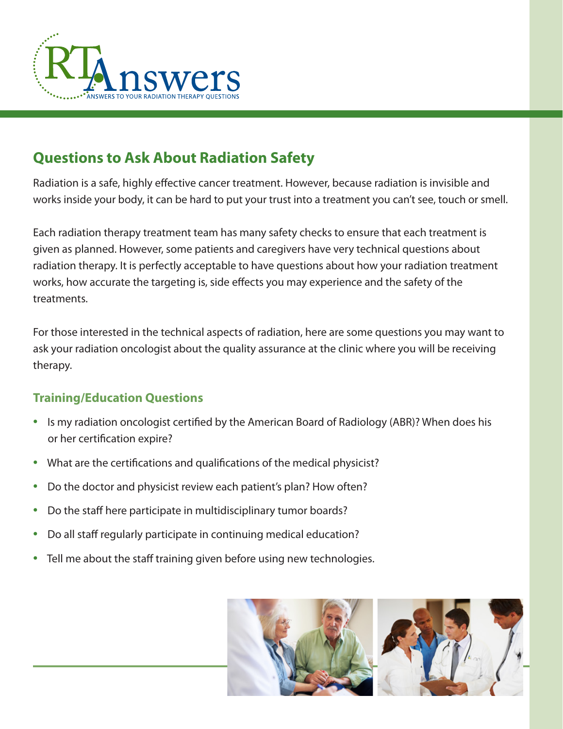# Questions to Ask About Radiation Safety

Radiation is a safe, highly effective cancer treatment. However, because radiation is invisible and works inside your body, it can be hard to put your trust into a treatment you can't see, touch or smell.

Each radiation therapy treatment team has many safety checks to ensure that each treatment is given as planned. However, some patients and caregivers have very technical questions about radiation therapy. It is perfectly acceptable to have questions about how your radiation treatment works, how accurate the targeting is, side effects you may experience and the safety of the treatments.

For those interested in the technical aspects of radiation, here are some questions you may want to ask your radiation oncologist about the quality assurance at the clinic where you will be receiving therapy.

## Training/Education Questions

- Is my radiation oncologist certified by the American Board of Radiology (ABR)? When does his or her certification expire?
- What are the certifications and qualifications of the medical physicist?
- Do the doctor and physicist review each patient's plan? How often?
- Do the staff here participate in multidisciplinary tumor boards?
- Do all staff regularly participate in continuing medical education?
- Tell me about the staff training given before using new technologies.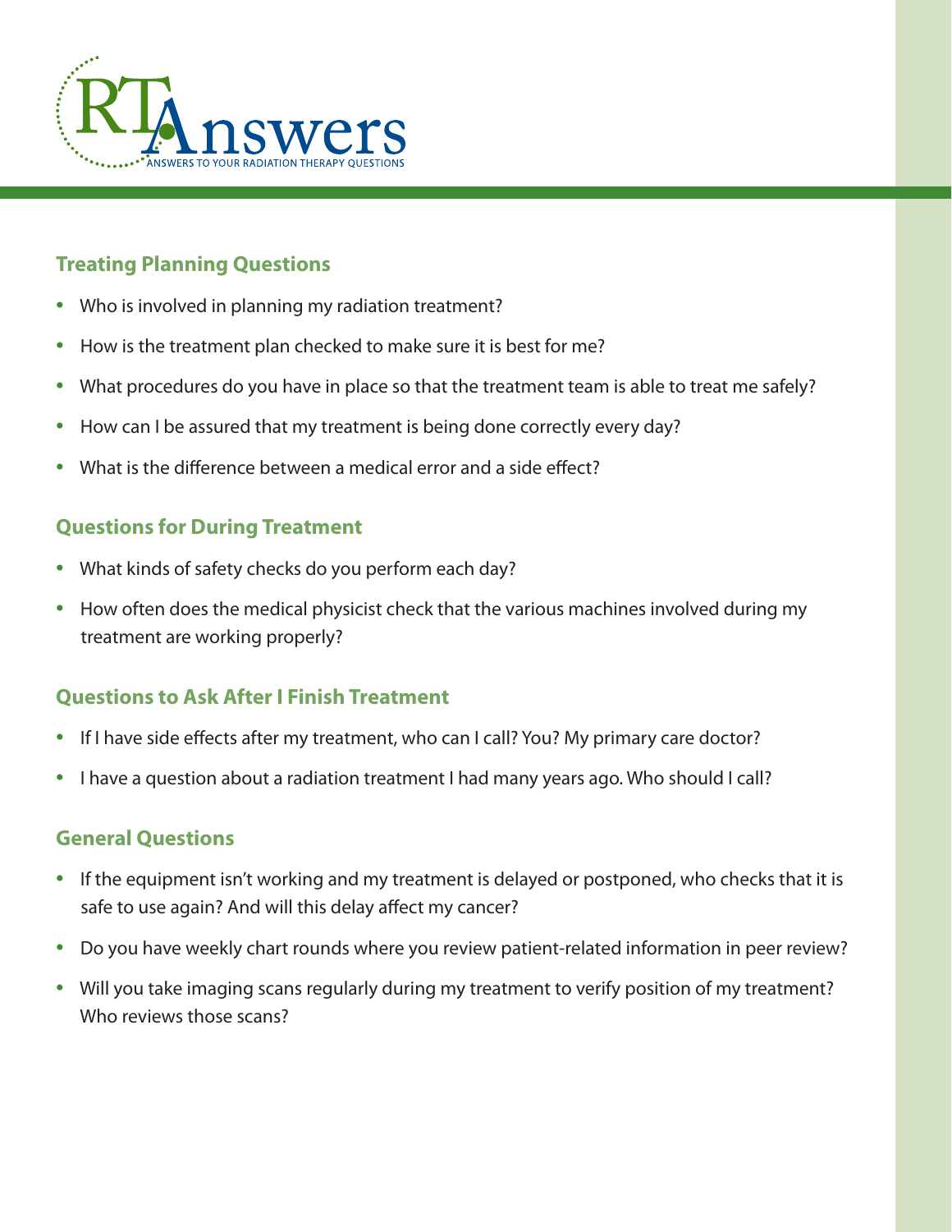# RTAnswers

ANSWERS TO YOUR RADIATION THERAPY QUESTIONS

## Treating Planning Questions

- Who is involved in planning my radiation treatment?
- How is the treatment plan checked to make sure it is best for me?
- What procedures do you have in place so that the treatment team is able to treat me safely?
- How can I be assured that my treatment is being done correctly every day?
- What is the difference between a medical error and a side effect?

## Questions for During Treatment

- What kinds of safety checks do you perform each day?
- How often does the medical physicist check that the various machines involved during my treatment are working properly?

## Questions to Ask After I Finish Treatment

- If I have side effects after my treatment, who can I call? You? My primary care doctor?
- I have a question about a radiation treatment I had many years ago. Who should I call?

## General Questions

- If the equipment isn't working and my treatment is delayed or postponed, who checks that it is safe to use again? And will this delay affect my cancer?
- Do you have weekly chart rounds where you review patient-related information in peer review?
- Will you take imaging scans regularly during my treatment to verify position of my treatment? Who reviews those scans?